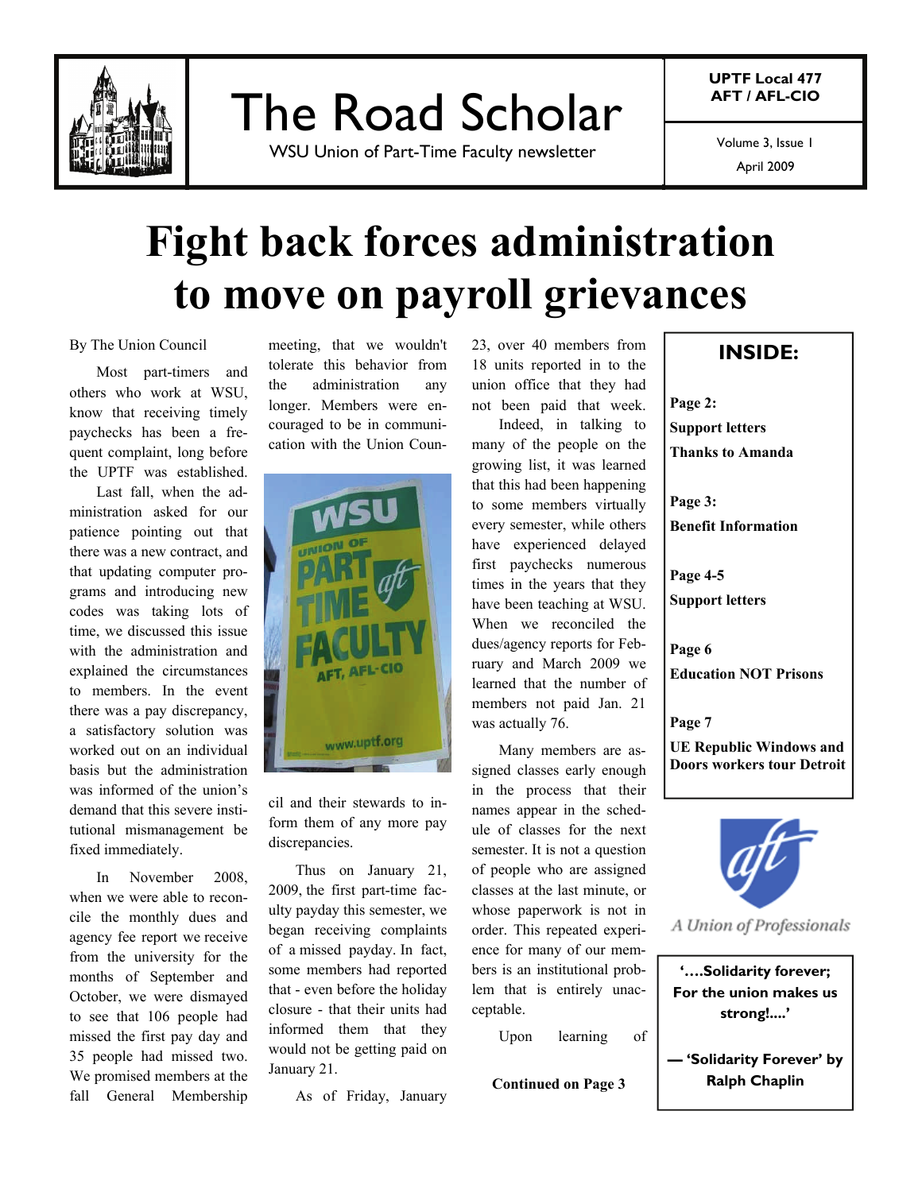# The Road Scholar

WSU Union of Part-Time Faculty newsletter

UPTF Local 477
AFT / AFL-CIO

Volume 3, Issue 1
April 2009

# Fight back forces administration to move on payroll grievances

By The Union Council

Most part-timers and others who work at WSU, know that receiving timely paychecks has been a frequent complaint, long before the UPTF was established.

Last fall, when the administration asked for our patience pointing out that there was a new contract, and that updating computer programs and introducing new codes was taking lots of time, we discussed this issue with the administration and explained the circumstances to members. In the event there was a pay discrepancy, a satisfactory solution was worked out on an individual basis but the administration was informed of the union's demand that this severe institutional mismanagement be fixed immediately.

In November 2008, when we were able to reconcile the monthly dues and agency fee report we receive from the university for the months of September and October, we were dismayed to see that 106 people had missed the first pay day and 35 people had missed two. We promised members at the fall General Membership meeting, that we wouldn't tolerate this behavior from the administration any longer. Members were encouraged to be in communication with the Union Council and their stewards to inform them of any more pay discrepancies.

Thus on January 21, 2009, the first part-time faculty payday this semester, we began receiving complaints of a missed payday. In fact, some members had reported that - even before the holiday closure - that their units had informed them that they would not be getting paid on January 21.

As of Friday, January 23, over 40 members from 18 units reported in to the union office that they had not been paid that week.

Indeed, in talking to many of the people on the growing list, it was learned that this had been happening to some members virtually every semester, while others have experienced delayed first paychecks numerous times in the years that they have been teaching at WSU. When we reconciled the dues/agency reports for February and March 2009 we learned that the number of members not paid Jan. 21 was actually 76.

Many members are assigned classes early enough in the process that their names appear in the schedule of classes for the next semester. It is not a question of people who are assigned classes at the last minute, or whose paperwork is not in order. This repeated experience for many of our members is an institutional problem that is entirely unacceptable.

Upon learning of

**Continued on Page 3**

## INSIDE:

**Page 2:**
**Support letters**
**Thanks to Amanda**

**Page 3:**
**Benefit Information**

**Page 4-5**
**Support letters**

**Page 6**
**Education NOT Prisons**

**Page 7**
**UE Republic Windows and Doors workers tour Detroit**

*A Union of Professionals*

**'….Solidarity forever; For the union makes us strong!….'**

**— 'Solidarity Forever' by Ralph Chaplin**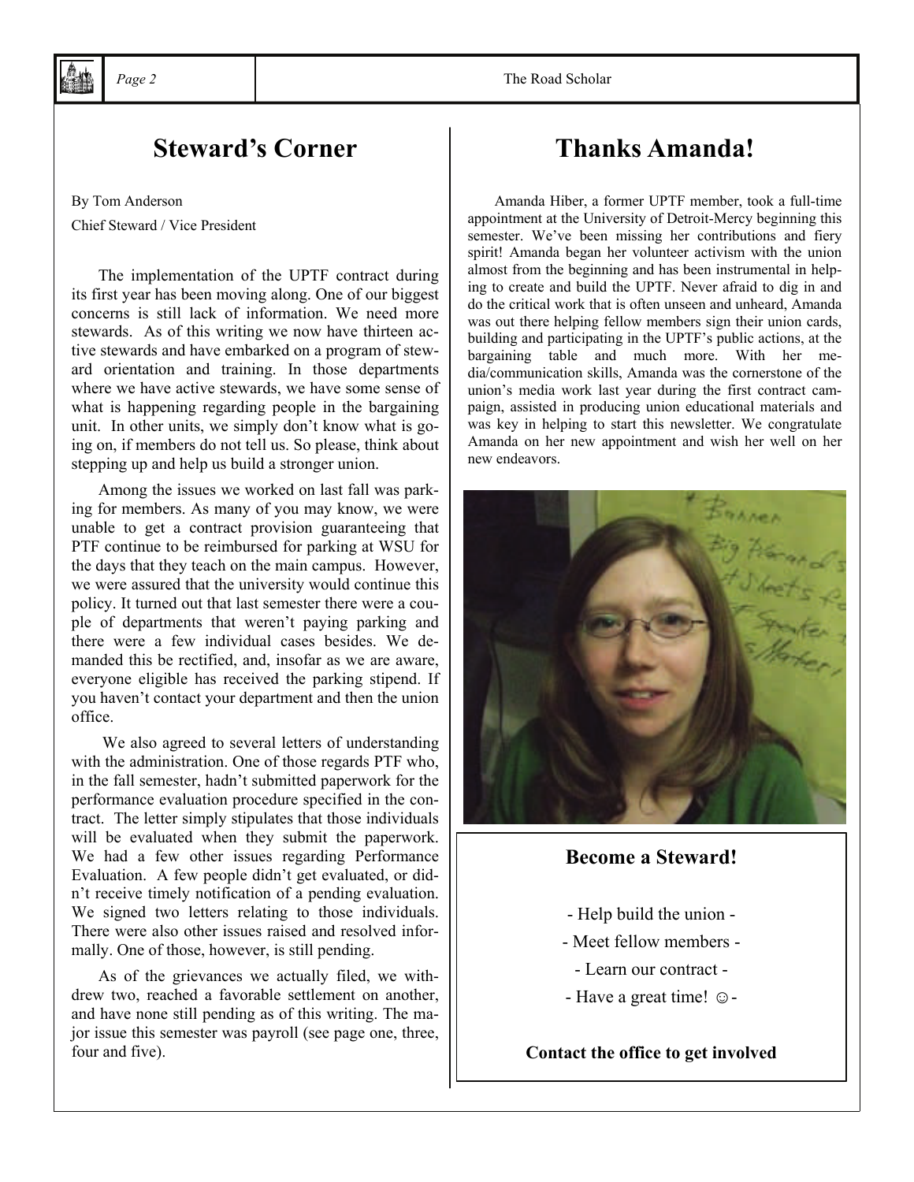## Steward's Corner

By Tom Anderson

Chief Steward / Vice President

The implementation of the UPTF contract during its first year has been moving along. One of our biggest concerns is still lack of information. We need more stewards. As of this writing we now have thirteen active stewards and have embarked on a program of steward orientation and training. In those departments where we have active stewards, we have some sense of what is happening regarding people in the bargaining unit. In other units, we simply don't know what is going on, if members do not tell us. So please, think about stepping up and help us build a stronger union.

Among the issues we worked on last fall was parking for members. As many of you may know, we were unable to get a contract provision guaranteeing that PTF continue to be reimbursed for parking at WSU for the days that they teach on the main campus. However, we were assured that the university would continue this policy. It turned out that last semester there were a couple of departments that weren't paying parking and there were a few individual cases besides. We demanded this be rectified, and, insofar as we are aware, everyone eligible has received the parking stipend. If you haven't contact your department and then the union office.

We also agreed to several letters of understanding with the administration. One of those regards PTF who, in the fall semester, hadn't submitted paperwork for the performance evaluation procedure specified in the contract. The letter simply stipulates that those individuals will be evaluated when they submit the paperwork. We had a few other issues regarding Performance Evaluation. A few people didn't get evaluated, or didn't receive timely notification of a pending evaluation. We signed two letters relating to those individuals. There were also other issues raised and resolved informally. One of those, however, is still pending.

As of the grievances we actually filed, we withdrew two, reached a favorable settlement on another, and have none still pending as of this writing. The major issue this semester was payroll (see page one, three, four and five).

## Thanks Amanda!

Amanda Hiber, a former UPTF member, took a full-time appointment at the University of Detroit-Mercy beginning this semester. We've been missing her contributions and fiery spirit! Amanda began her volunteer activism with the union almost from the beginning and has been instrumental in helping to create and build the UPTF. Never afraid to dig in and do the critical work that is often unseen and unheard, Amanda was out there helping fellow members sign their union cards, building and participating in the UPTF's public actions, at the bargaining table and much more. With her media/communication skills, Amanda was the cornerstone of the union's media work last year during the first contract campaign, assisted in producing union educational materials and was key in helping to start this newsletter. We congratulate Amanda on her new appointment and wish her well on her new endeavors.

**Become a Steward!**

- Help build the union -

- Meet fellow members -

- Learn our contract -

- Have a great time! ☺ -

**Contact the office to get involved**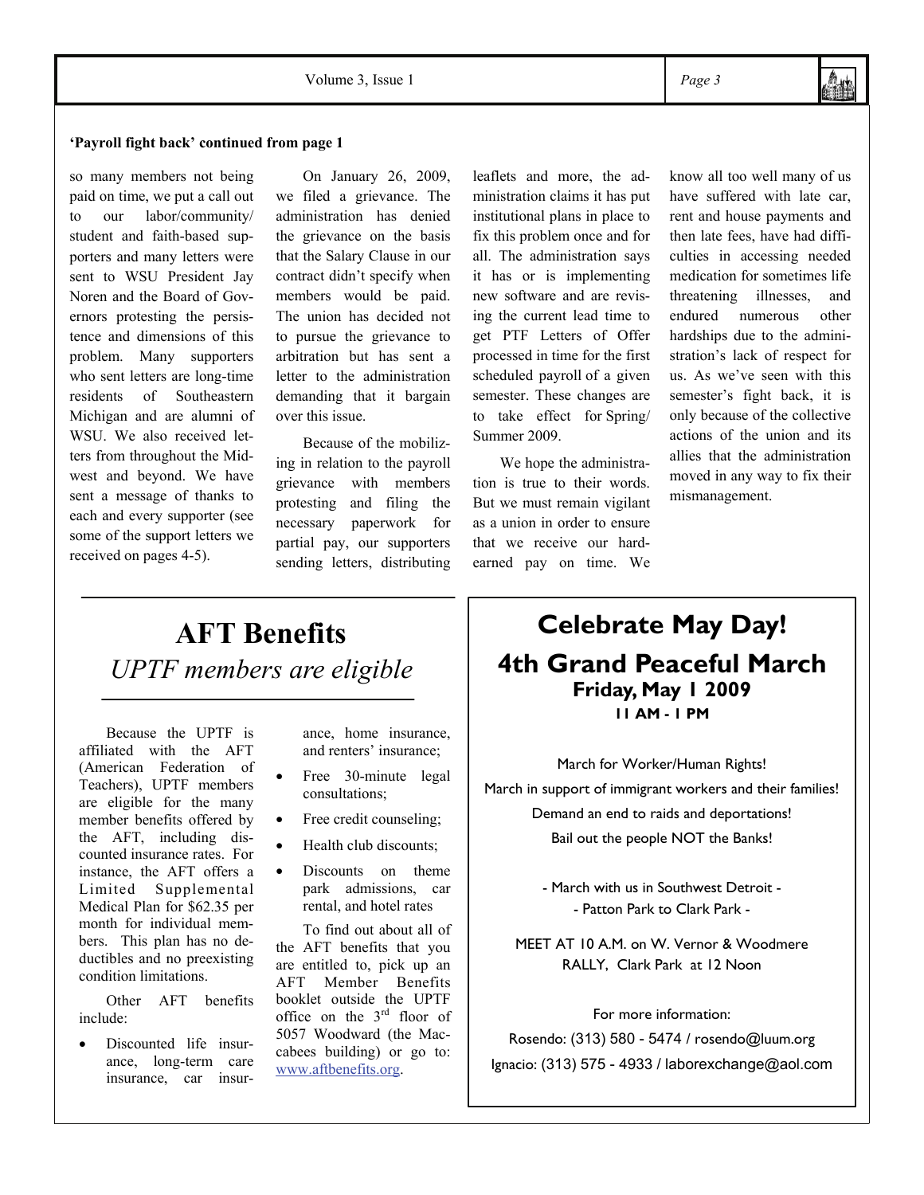**'Payroll fight back' continued from page 1**

so many members not being paid on time, we put a call out to our labor/community/student and faith-based supporters and many letters were sent to WSU President Jay Noren and the Board of Governors protesting the persistence and dimensions of this problem. Many supporters who sent letters are long-time residents of Southeastern Michigan and are alumni of WSU. We also received letters from throughout the Midwest and beyond. We have sent a message of thanks to each and every supporter (see some of the support letters we received on pages 4-5).

On January 26, 2009, we filed a grievance. The administration has denied the grievance on the basis that the Salary Clause in our contract didn't specify when members would be paid. The union has decided not to pursue the grievance to arbitration but has sent a letter to the administration demanding that it bargain over this issue.

Because of the mobilizing in relation to the payroll grievance with members protesting and filing the necessary paperwork for partial pay, our supporters sending letters, distributing leaflets and more, the administration claims it has put institutional plans in place to fix this problem once and for all. The administration says it has or is implementing new software and are revising the current lead time to get PTF Letters of Offer processed in time for the first scheduled payroll of a given semester. These changes are to take effect for Spring/Summer 2009.

We hope the administration is true to their words. But we must remain vigilant as a union in order to ensure that we receive our hard-earned pay on time. We know all too well many of us have suffered with late car, rent and house payments and then late fees, have had difficulties in accessing needed medication for sometimes life threatening illnesses, and endured numerous other hardships due to the administration's lack of respect for us. As we've seen with this semester's fight back, it is only because of the collective actions of the union and its allies that the administration moved in any way to fix their mismanagement.

# AFT Benefits

*UPTF members are eligible*

Because the UPTF is affiliated with the AFT (American Federation of Teachers), UPTF members are eligible for the many member benefits offered by the AFT, including discounted insurance rates. For instance, the AFT offers a Limited Supplemental Medical Plan for $62.35 per month for individual members. This plan has no deductibles and no preexisting condition limitations.

Other AFT benefits include:

- Discounted life insurance, long-term care insurance, car insurance, home insurance, and renters' insurance;
- Free 30-minute legal consultations;
- Free credit counseling;
- Health club discounts;
- Discounts on theme park admissions, car rental, and hotel rates

To find out about all of the AFT benefits that you are entitled to, pick up an AFT Member Benefits booklet outside the UPTF office on the 3rd floor of 5057 Woodward (the Maccabees building) or go to: www.aftbenefits.org.

# Celebrate May Day!

## 4th Grand Peaceful March

**Friday, May 1 2009**

**11 AM - 1 PM**

March for Worker/Human Rights!

March in support of immigrant workers and their families!

Demand an end to raids and deportations!

Bail out the people NOT the Banks!

- March with us in Southwest Detroit -

- Patton Park to Clark Park -

MEET AT 10 A.M. on W. Vernor & Woodmere

RALLY, Clark Park at 12 Noon

For more information:

Rosendo: (313) 580 - 5474 / rosendo@luum.org

Ignacio: (313) 575 - 4933 / laborexchange@aol.com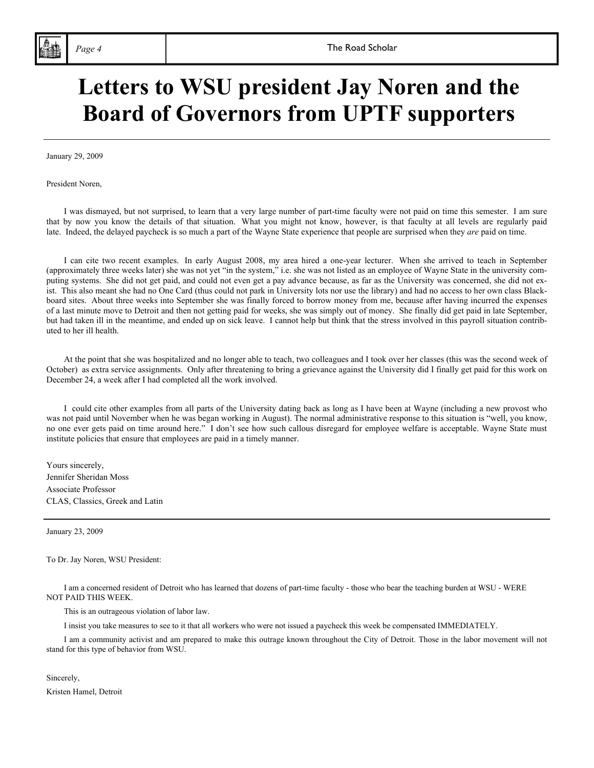# Letters to WSU president Jay Noren and the Board of Governors from UPTF supporters

---

January 29, 2009

President Noren,

I was dismayed, but not surprised, to learn that a very large number of part-time faculty were not paid on time this semester. I am sure that by now you know the details of that situation. What you might not know, however, is that faculty at all levels are regularly paid late. Indeed, the delayed paycheck is so much a part of the Wayne State experience that people are surprised when they *are* paid on time.

I can cite two recent examples. In early August 2008, my area hired a one-year lecturer. When she arrived to teach in September (approximately three weeks later) she was not yet "in the system," i.e. she was not listed as an employee of Wayne State in the university computing systems. She did not get paid, and could not even get a pay advance because, as far as the University was concerned, she did not exist. This also meant she had no One Card (thus could not park in University lots nor use the library) and had no access to her own class Blackboard sites. About three weeks into September she was finally forced to borrow money from me, because after having incurred the expenses of a last minute move to Detroit and then not getting paid for weeks, she was simply out of money. She finally did get paid in late September, but had taken ill in the meantime, and ended up on sick leave. I cannot help but think that the stress involved in this payroll situation contributed to her ill health.

At the point that she was hospitalized and no longer able to teach, two colleagues and I took over her classes (this was the second week of October) as extra service assignments. Only after threatening to bring a grievance against the University did I finally get paid for this work on December 24, a week after I had completed all the work involved.

I could cite other examples from all parts of the University dating back as long as I have been at Wayne (including a new provost who was not paid until November when he was began working in August). The normal administrative response to this situation is "well, you know, no one ever gets paid on time around here." I don't see how such callous disregard for employee welfare is acceptable. Wayne State must institute policies that ensure that employees are paid in a timely manner.

Yours sincerely,  
Jennifer Sheridan Moss  
Associate Professor  
CLAS, Classics, Greek and Latin

---

January 23, 2009

To Dr. Jay Noren, WSU President:

I am a concerned resident of Detroit who has learned that dozens of part-time faculty - those who bear the teaching burden at WSU - WERE NOT PAID THIS WEEK.

This is an outrageous violation of labor law.

I insist you take measures to see to it that all workers who were not issued a paycheck this week be compensated IMMEDIATELY.

I am a community activist and am prepared to make this outrage known throughout the City of Detroit. Those in the labor movement will not stand for this type of behavior from WSU.

Sincerely,  
Kristen Hamel, Detroit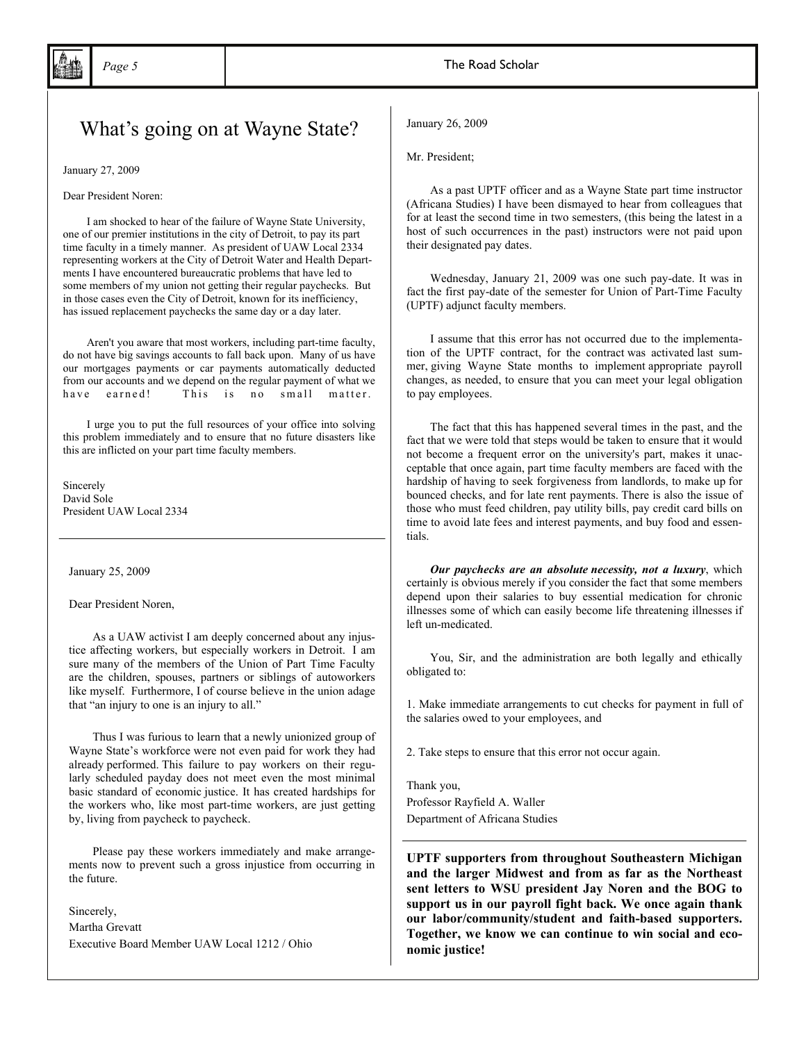# What's going on at Wayne State?

January 27, 2009

Dear President Noren:

I am shocked to hear of the failure of Wayne State University, one of our premier institutions in the city of Detroit, to pay its part time faculty in a timely manner. As president of UAW Local 2334 representing workers at the City of Detroit Water and Health Departments I have encountered bureaucratic problems that have led to some members of my union not getting their regular paychecks. But in those cases even the City of Detroit, known for its inefficiency, has issued replacement paychecks the same day or a day later.

Aren't you aware that most workers, including part-time faculty, do not have big savings accounts to fall back upon. Many of us have our mortgages payments or car payments automatically deducted from our accounts and we depend on the regular payment of what we have earned! This is no small matter.

I urge you to put the full resources of your office into solving this problem immediately and to ensure that no future disasters like this are inflicted on your part time faculty members.

Sincerely
David Sole
President UAW Local 2334

---

January 25, 2009

Dear President Noren,

As a UAW activist I am deeply concerned about any injustice affecting workers, but especially workers in Detroit. I am sure many of the members of the Union of Part Time Faculty are the children, spouses, partners or siblings of autoworkers like myself. Furthermore, I of course believe in the union adage that "an injury to one is an injury to all."

Thus I was furious to learn that a newly unionized group of Wayne State's workforce were not even paid for work they had already performed. This failure to pay workers on their regularly scheduled payday does not meet even the most minimal basic standard of economic justice. It has created hardships for the workers who, like most part-time workers, are just getting by, living from paycheck to paycheck.

Please pay these workers immediately and make arrangements now to prevent such a gross injustice from occurring in the future.

Sincerely,
Martha Grevatt
Executive Board Member UAW Local 1212 / Ohio

---

January 26, 2009

Mr. President;

As a past UPTF officer and as a Wayne State part time instructor (Africana Studies) I have been dismayed to hear from colleagues that for at least the second time in two semesters, (this being the latest in a host of such occurrences in the past) instructors were not paid upon their designated pay dates.

Wednesday, January 21, 2009 was one such pay-date. It was in fact the first pay-date of the semester for Union of Part-Time Faculty (UPTF) adjunct faculty members.

I assume that this error has not occurred due to the implementation of the UPTF contract, for the contract was activated last summer, giving Wayne State months to implement appropriate payroll changes, as needed, to ensure that you can meet your legal obligation to pay employees.

The fact that this has happened several times in the past, and the fact that we were told that steps would be taken to ensure that it would not become a frequent error on the university's part, makes it unacceptable that once again, part time faculty members are faced with the hardship of having to seek forgiveness from landlords, to make up for bounced checks, and for late rent payments. There is also the issue of those who must feed children, pay utility bills, pay credit card bills on time to avoid late fees and interest payments, and buy food and essentials.

***Our paychecks are an absolute necessity, not a luxury***, which certainly is obvious merely if you consider the fact that some members depend upon their salaries to buy essential medication for chronic illnesses some of which can easily become life threatening illnesses if left un-medicated.

You, Sir, and the administration are both legally and ethically obligated to:

1. Make immediate arrangements to cut checks for payment in full of the salaries owed to your employees, and

2. Take steps to ensure that this error not occur again.

Thank you,
Professor Rayfield A. Waller
Department of Africana Studies

---

**UPTF supporters from throughout Southeastern Michigan and the larger Midwest and from as far as the Northeast sent letters to WSU president Jay Noren and the BOG to support us in our payroll fight back. We once again thank our labor/community/student and faith-based supporters. Together, we know we can continue to win social and economic justice!**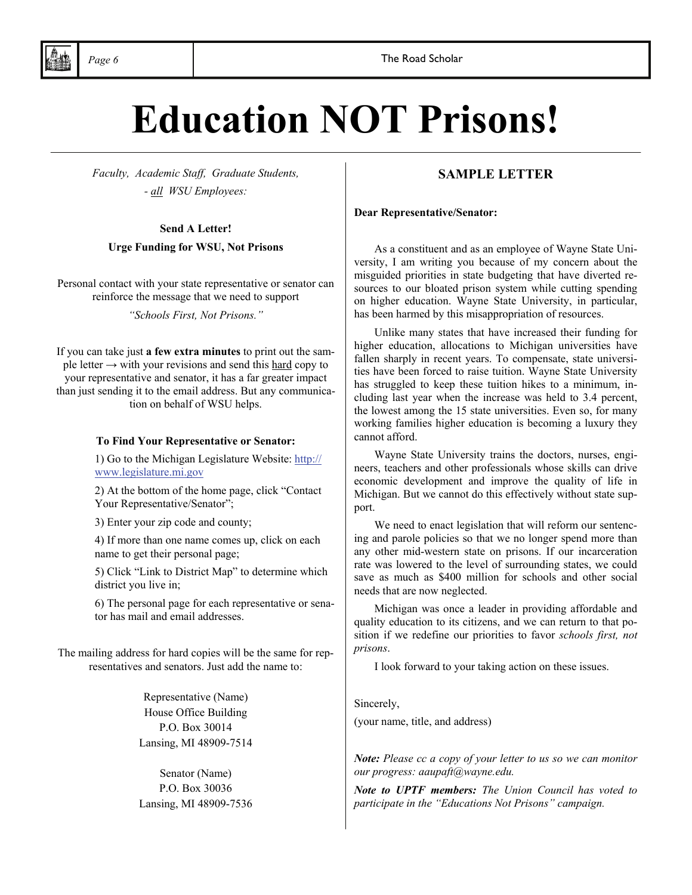# Education NOT Prisons!

*Faculty, Academic Staff, Graduate Students,*

*- all WSU Employees:*

**Send A Letter!**

**Urge Funding for WSU, Not Prisons**

Personal contact with your state representative or senator can reinforce the message that we need to support

*"Schools First, Not Prisons."*

If you can take just **a few extra minutes** to print out the sample letter → with your revisions and send this hard copy to your representative and senator, it has a far greater impact than just sending it to the email address. But any communication on behalf of WSU helps.

**To Find Your Representative or Senator:**

1) Go to the Michigan Legislature Website: http://www.legislature.mi.gov

2) At the bottom of the home page, click "Contact Your Representative/Senator";

3) Enter your zip code and county;

4) If more than one name comes up, click on each name to get their personal page;

5) Click "Link to District Map" to determine which district you live in;

6) The personal page for each representative or senator has mail and email addresses.

The mailing address for hard copies will be the same for representatives and senators. Just add the name to:

Representative (Name)
House Office Building
P.O. Box 30014
Lansing, MI 48909-7514

Senator (Name)
P.O. Box 30036
Lansing, MI 48909-7536

## SAMPLE LETTER

**Dear Representative/Senator:**

As a constituent and as an employee of Wayne State University, I am writing you because of my concern about the misguided priorities in state budgeting that have diverted resources to our bloated prison system while cutting spending on higher education. Wayne State University, in particular, has been harmed by this misappropriation of resources.

Unlike many states that have increased their funding for higher education, allocations to Michigan universities have fallen sharply in recent years. To compensate, state universities have been forced to raise tuition. Wayne State University has struggled to keep these tuition hikes to a minimum, including last year when the increase was held to 3.4 percent, the lowest among the 15 state universities. Even so, for many working families higher education is becoming a luxury they cannot afford.

Wayne State University trains the doctors, nurses, engineers, teachers and other professionals whose skills can drive economic development and improve the quality of life in Michigan. But we cannot do this effectively without state support.

We need to enact legislation that will reform our sentencing and parole policies so that we no longer spend more than any other mid-western state on prisons. If our incarceration rate was lowered to the level of surrounding states, we could save as much as $400 million for schools and other social needs that are now neglected.

Michigan was once a leader in providing affordable and quality education to its citizens, and we can return to that position if we redefine our priorities to favor *schools first, not prisons*.

I look forward to your taking action on these issues.

Sincerely,

(your name, title, and address)

***Note:*** *Please cc a copy of your letter to us so we can monitor our progress: aaupaft@wayne.edu.*

***Note to UPTF members:*** *The Union Council has voted to participate in the "Educations Not Prisons" campaign.*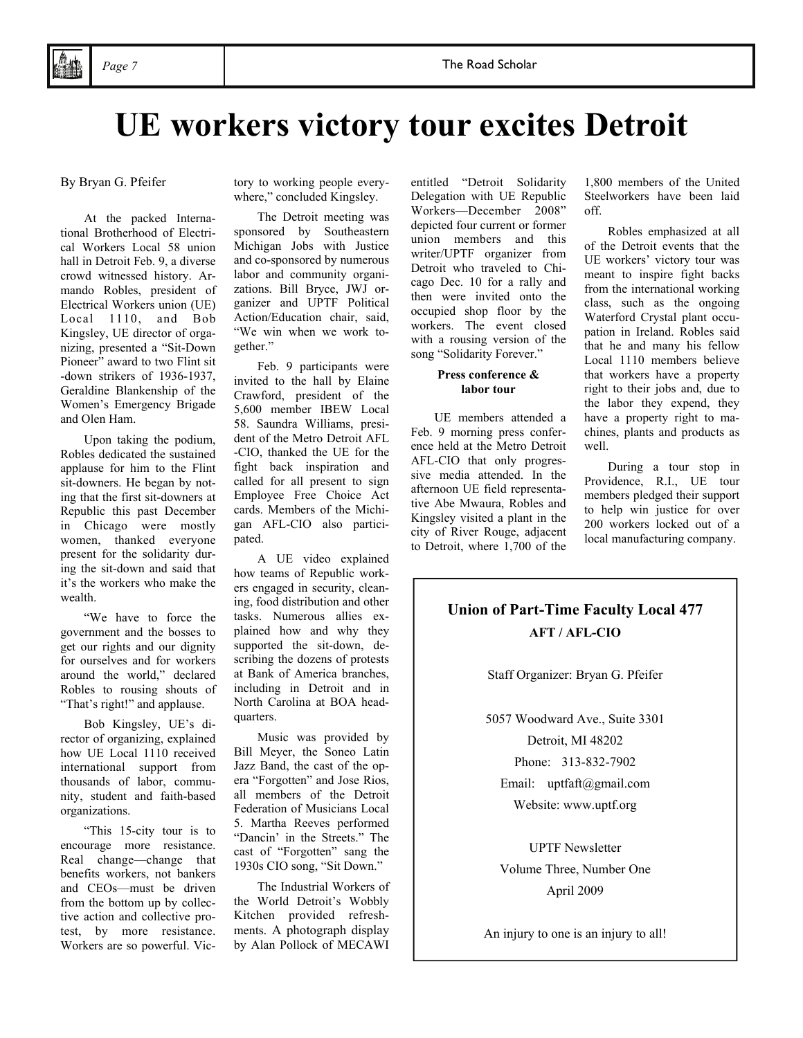# UE workers victory tour excites Detroit

By Bryan G. Pfeifer

At the packed International Brotherhood of Electrical Workers Local 58 union hall in Detroit Feb. 9, a diverse crowd witnessed history. Armando Robles, president of Electrical Workers union (UE) Local 1110, and Bob Kingsley, UE director of organizing, presented a "Sit-Down Pioneer" award to two Flint sit-down strikers of 1936-1937, Geraldine Blankenship of the Women's Emergency Brigade and Olen Ham.

Upon taking the podium, Robles dedicated the sustained applause for him to the Flint sit-downers. He began by noting that the first sit-downers at Republic this past December in Chicago were mostly women, thanked everyone present for the solidarity during the sit-down and said that it's the workers who make the wealth.

"We have to force the government and the bosses to get our rights and our dignity for ourselves and for workers around the world," declared Robles to rousing shouts of "That's right!" and applause.

Bob Kingsley, UE's director of organizing, explained how UE Local 1110 received international support from thousands of labor, community, student and faith-based organizations.

"This 15-city tour is to encourage more resistance. Real change—change that benefits workers, not bankers and CEOs—must be driven from the bottom up by collective action and collective protest, by more resistance. Workers are so powerful. Victory to working people everywhere," concluded Kingsley.

The Detroit meeting was sponsored by Southeastern Michigan Jobs with Justice and co-sponsored by numerous labor and community organizations. Bill Bryce, JWJ organizer and UPTF Political Action/Education chair, said, "We win when we work together."

Feb. 9 participants were invited to the hall by Elaine Crawford, president of the 5,600 member IBEW Local 58. Saundra Williams, president of the Metro Detroit AFL-CIO, thanked the UE for the fight back inspiration and called for all present to sign Employee Free Choice Act cards. Members of the Michigan AFL-CIO also participated.

A UE video explained how teams of Republic workers engaged in security, cleaning, food distribution and other tasks. Numerous allies explained how and why they supported the sit-down, describing the dozens of protests at Bank of America branches, including in Detroit and in North Carolina at BOA headquarters.

Music was provided by Bill Meyer, the Soneo Latin Jazz Band, the cast of the opera "Forgotten" and Jose Rios, all members of the Detroit Federation of Musicians Local 5. Martha Reeves performed "Dancin' in the Streets." The cast of "Forgotten" sang the 1930s CIO song, "Sit Down."

The Industrial Workers of the World Detroit's Wobbly Kitchen provided refreshments. A photograph display by Alan Pollock of MECAWI entitled "Detroit Solidarity Delegation with UE Republic Workers—December 2008" depicted four current or former union members and this writer/UPTF organizer from Detroit who traveled to Chicago Dec. 10 for a rally and then were invited onto the occupied shop floor by the workers. The event closed with a rousing version of the song "Solidarity Forever."

**Press conference & labor tour**

UE members attended a Feb. 9 morning press conference held at the Metro Detroit AFL-CIO that only progressive media attended. In the afternoon UE field representative Abe Mwaura, Robles and Kingsley visited a plant in the city of River Rouge, adjacent to Detroit, where 1,700 of the 1,800 members of the United Steelworkers have been laid off.

Robles emphasized at all of the Detroit events that the UE workers' victory tour was meant to inspire fight backs from the international working class, such as the ongoing Waterford Crystal plant occupation in Ireland. Robles said that he and many his fellow Local 1110 members believe that workers have a property right to their jobs and, due to the labor they expend, they have a property right to machines, plants and products as well.

During a tour stop in Providence, R.I., UE tour members pledged their support to help win justice for over 200 workers locked out of a local manufacturing company.

---

**Union of Part-Time Faculty Local 477**

**AFT / AFL-CIO**

Staff Organizer: Bryan G. Pfeifer

5057 Woodward Ave., Suite 3301

Detroit, MI 48202

Phone: 313-832-7902

Email: uptfaft@gmail.com

Website: www.uptf.org

UPTF Newsletter

Volume Three, Number One

April 2009

An injury to one is an injury to all!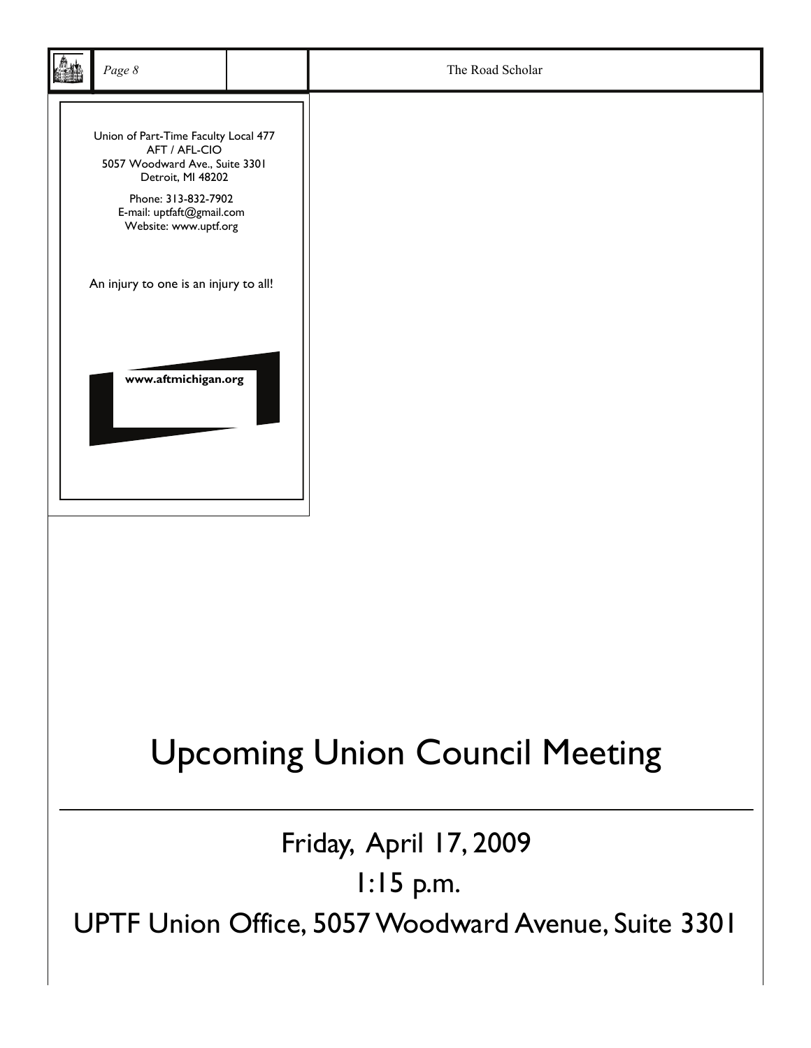Union of Part-Time Faculty Local 477
AFT / AFL-CIO
5057 Woodward Ave., Suite 3301
Detroit, MI 48202

Phone: 313-832-7902
E-mail: uptfaft@gmail.com
Website: www.uptf.org

An injury to one is an injury to all!

**www.aftmichigan.org**

# Upcoming Union Council Meeting

---

## Friday, April 17, 2009

## 1:15 p.m.

## UPTF Union Office, 5057 Woodward Avenue, Suite 3301